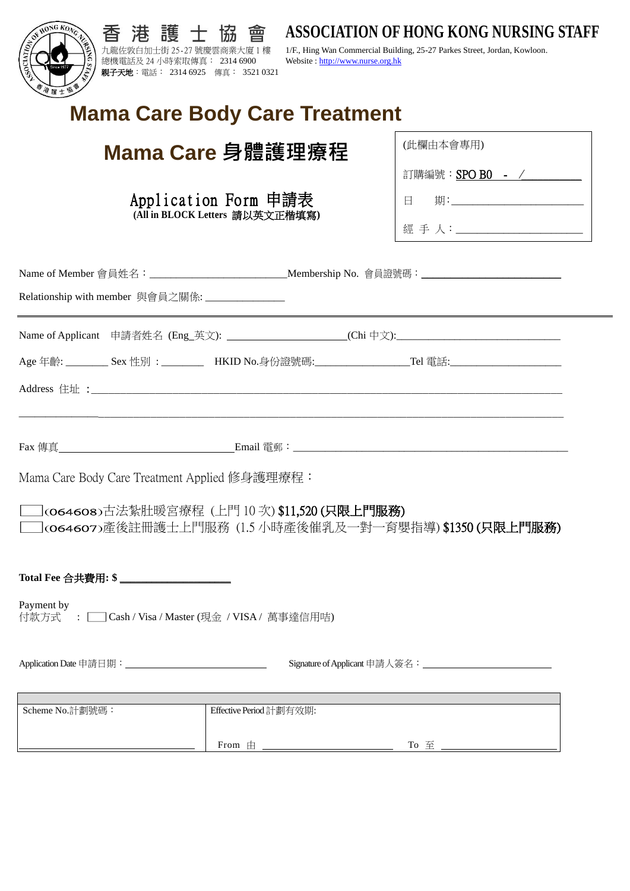香 港 護 士 協 會

九龍佐敦白加士街 25-27 號慶雲商業大廈 1 樓
總機電話及 24 小時索取傳真： 2314 6900
**親子天地**：電話： 2314 6925 傳真： 3521 0321

**ASSOCIATION OF HONG KONG NURSING STAFF**

1/F., Hing Wan Commercial Building, 25-27 Parkes Street, Jordan, Kowloon.
Website : http://www.nurse.org.hk

# Mama Care Body Care Treatment

# Mama Care 身體護理療程

## Application Form 申請表

**(All in BLOCK Letters 請以英文正楷填寫)**

| (此欄由本會專用) |
|---|
| 訂購編號：SPO B0 - /__________ |
| 日 期:______________________ |
| 經 手 人:______________________ |

Name of Member 會員姓名：________________________ Membership No. 會員證號碼：________________________

Relationship with member 與會員之關係: ______________

---

Name of Applicant 申請者姓名 (Eng_英文): ____________________(Chi 中文):______________________________

Age 年齡: ________ Sex 性別：________ HKID No.身份證號碼:________________Tel 電話:____________________

Address 住址 ：______________________________________________________________________________

_____________________________________________________________________________________________

Fax 傳真______________________________Email 電郵：_____________________________________________

Mama Care Body Care Treatment Applied 修身護理療程：

☐(064608)古法紮肚暖宮療程 (上門 10 次) **$11,520 (只限上門服務)**
☐(064607)產後註冊護士上門服務 (1.5 小時產後催乳及一對一育嬰指導) **$1350 (只限上門服務)**

**Total Fee 合共費用: $ ___________________**

Payment by
付款方式 ： ☐ Cash / Visa / Master (現金 / VISA / 萬事達信用咭)

Application Date 申請日期：________________________ Signature of Applicant 申請人簽名：________________________

| Scheme No.計劃號碼： | Effective Period 計劃有效期: |
|---|---|
| ________________________ | From 由 ____________________ To 至 ____________________ |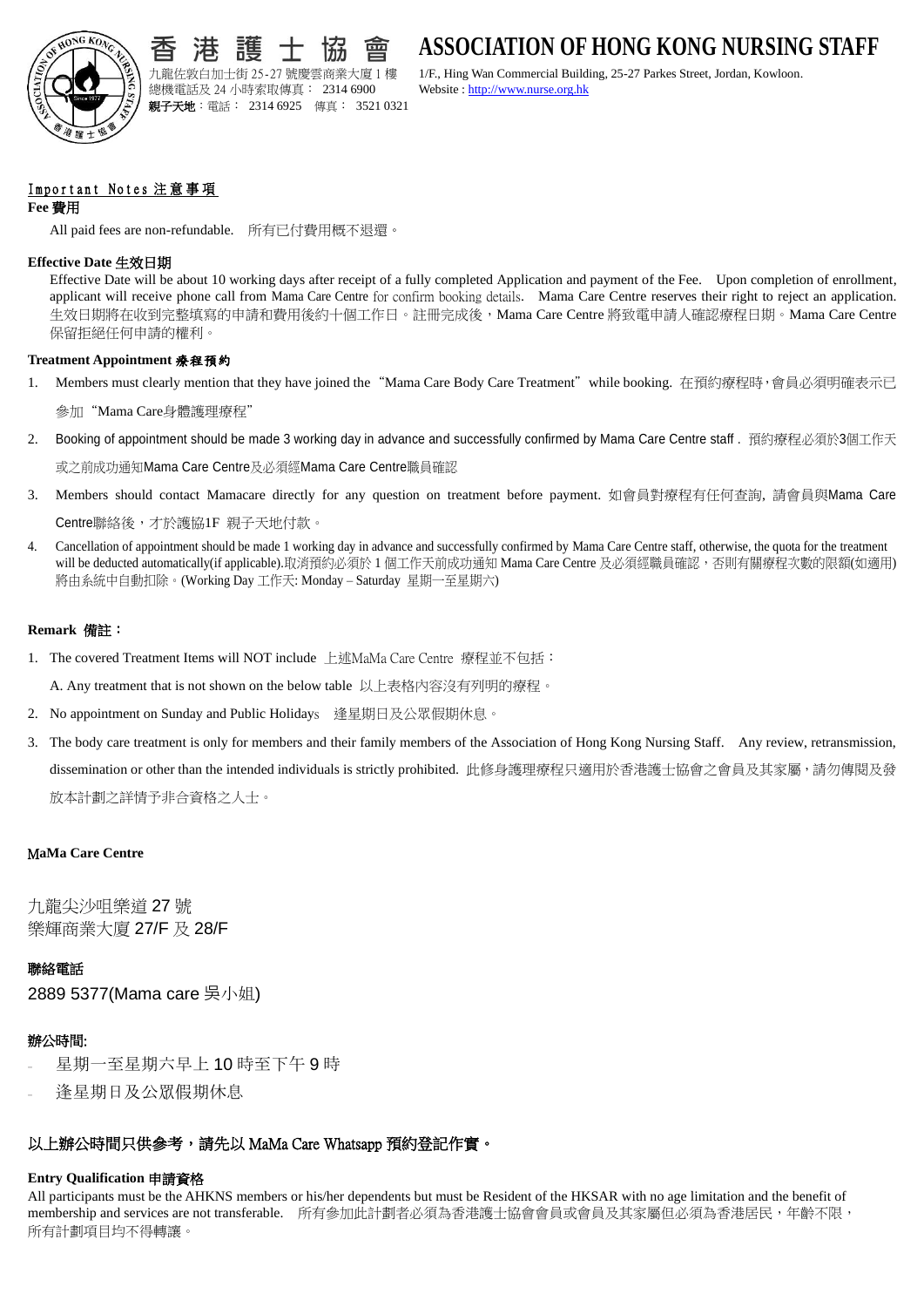# 香 港 護 士 協 會 ASSOCIATION OF HONG KONG NURSING STAFF

九龍佐敦白加士街 25-27 號慶雲商業大廈 1 樓 1/F., Hing Wan Commercial Building, 25-27 Parkes Street, Jordan, Kowloon.
總機電話及 24 小時索取傳真： 2314 6900 Website : http://www.nurse.org.hk
**親子天地**：電話： 2314 6925 傳真： 3521 0321

## Important Notes 注意事項

**Fee 費用**

All paid fees are non-refundable. 所有已付費用概不退還。

**Effective Date 生效日期**

Effective Date will be about 10 working days after receipt of a fully completed Application and payment of the Fee. Upon completion of enrollment, applicant will receive phone call from Mama Care Centre for confirm booking details. Mama Care Centre reserves their right to reject an application. 生效日期將在收到完整填寫的申請和費用後約十個工作日。註冊完成後，Mama Care Centre 將致電申請人確認療程日期。Mama Care Centre 保留拒絕任何申請的權利。

**Treatment Appointment 療程預約**

1. Members must clearly mention that they have joined the "Mama Care Body Care Treatment" while booking. 在預約療程時，會員必須明確表示已參加"Mama Care身體護理療程"
2. Booking of appointment should be made 3 working day in advance and successfully confirmed by Mama Care Centre staff . 預約療程必須於3個工作天或之前成功通知Mama Care Centre及必須經Mama Care Centre職員確認
3. Members should contact Mamacare directly for any question on treatment before payment. 如會員對療程有任何查詢, 請會員與Mama Care Centre聯絡後，才於護協1F 親子天地付款。
4. Cancellation of appointment should be made 1 working day in advance and successfully confirmed by Mama Care Centre staff, otherwise, the quota for the treatment will be deducted automatically(if applicable).取消預約必須於 1 個工作天前成功通知 Mama Care Centre 及必須經職員確認，否則有關療程次數的限額(如適用)將由系統中自動扣除。(Working Day 工作天: Monday – Saturday 星期一至星期六)

**Remark 備註：**

1. The covered Treatment Items will NOT include 上述MaMa Care Centre 療程並不包括：

   A. Any treatment that is not shown on the below table 以上表格內容沒有列明的療程。
2. No appointment on Sunday and Public Holidays 逢星期日及公眾假期休息。
3. The body care treatment is only for members and their family members of the Association of Hong Kong Nursing Staff. Any review, retransmission, dissemination or other than the intended individuals is strictly prohibited. 此修身護理療程只適用於香港護士協會之會員及其家屬，請勿傳閱及發放本計劃之詳情予非合資格之人士。

**MaMa Care Centre**

九龍尖沙咀樂道 27 號
樂輝商業大廈 27/F 及 28/F

**聯絡電話**

2889 5377(Mama care 吳小姐)

**辦公時間:**

- 星期一至星期六早上 10 時至下午 9 時
- 逢星期日及公眾假期休息

**以上辦公時間只供參考，請先以 MaMa Care Whatsapp 預約登記作實。**

**Entry Qualification 申請資格**

All participants must be the AHKNS members or his/her dependents but must be Resident of the HKSAR with no age limitation and the benefit of membership and services are not transferable. 所有參加此計劃者必須為香港護士協會會員或會員及其家屬但必須為香港居民，年齡不限，所有計劃項目均不得轉讓。